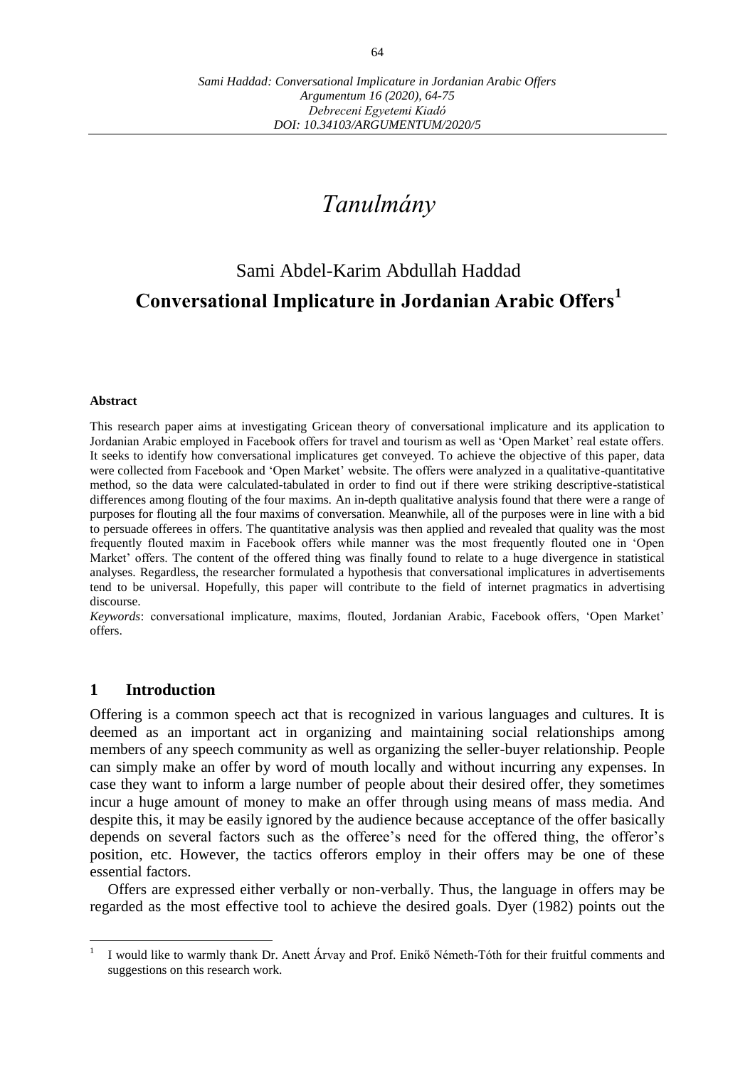# *Tanulmány*

## Sami Abdel-Karim Abdullah Haddad

## Conversational Implicature in Jordanian Arabic Offers[1]

**Abstract**

This research paper aims at investigating Gricean theory of conversational implicature and its application to Jordanian Arabic employed in Facebook offers for travel and tourism as well as 'Open Market' real estate offers. It seeks to identify how conversational implicatures get conveyed. To achieve the objective of this paper, data were collected from Facebook and 'Open Market' website. The offers were analyzed in a qualitative-quantitative method, so the data were calculated-tabulated in order to find out if there were striking descriptive-statistical differences among flouting of the four maxims. An in-depth qualitative analysis found that there were a range of purposes for flouting all the four maxims of conversation. Meanwhile, all of the purposes were in line with a bid to persuade offerees in offers. The quantitative analysis was then applied and revealed that quality was the most frequently flouted maxim in Facebook offers while manner was the most frequently flouted one in 'Open Market' offers. The content of the offered thing was finally found to relate to a huge divergence in statistical analyses. Regardless, the researcher formulated a hypothesis that conversational implicatures in advertisements tend to be universal. Hopefully, this paper will contribute to the field of internet pragmatics in advertising discourse.

*Keywords*: conversational implicature, maxims, flouted, Jordanian Arabic, Facebook offers, 'Open Market' offers.

## 1 Introduction

Offering is a common speech act that is recognized in various languages and cultures. It is deemed as an important act in organizing and maintaining social relationships among members of any speech community as well as organizing the seller-buyer relationship. People can simply make an offer by word of mouth locally and without incurring any expenses. In case they want to inform a large number of people about their desired offer, they sometimes incur a huge amount of money to make an offer through using means of mass media. And despite this, it may be easily ignored by the audience because acceptance of the offer basically depends on several factors such as the offeree's need for the offered thing, the offeror's position, etc. However, the tactics offerors employ in their offers may be one of these essential factors.

Offers are expressed either verbally or non-verbally. Thus, the language in offers may be regarded as the most effective tool to achieve the desired goals. Dyer (1982) points out the

[1] I would like to warmly thank Dr. Anett Árvay and Prof. Enikő Németh-Tóth for their fruitful comments and suggestions on this research work.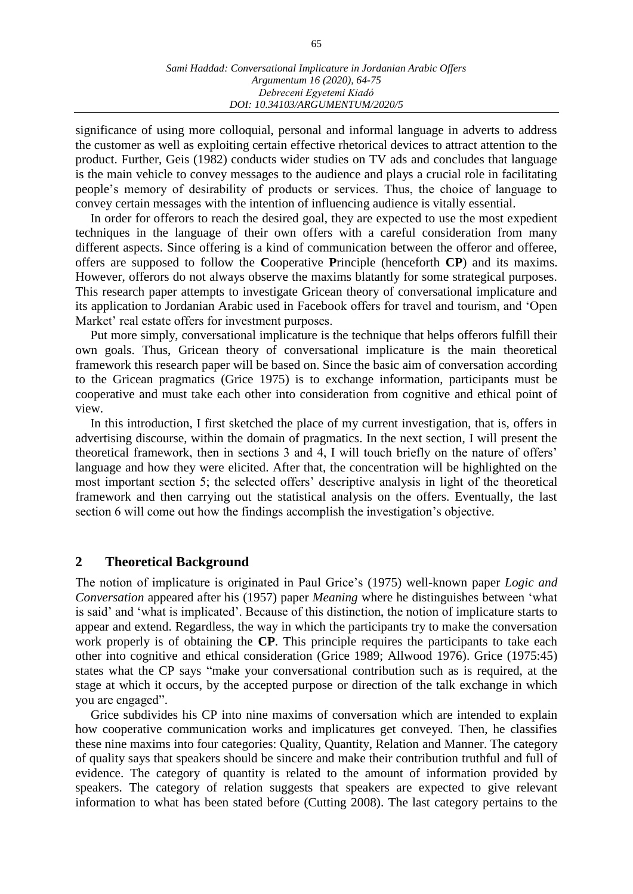significance of using more colloquial, personal and informal language in adverts to address the customer as well as exploiting certain effective rhetorical devices to attract attention to the product. Further, Geis (1982) conducts wider studies on TV ads and concludes that language is the main vehicle to convey messages to the audience and plays a crucial role in facilitating people's memory of desirability of products or services. Thus, the choice of language to convey certain messages with the intention of influencing audience is vitally essential.

In order for offerors to reach the desired goal, they are expected to use the most expedient techniques in the language of their own offers with a careful consideration from many different aspects. Since offering is a kind of communication between the offeror and offeree, offers are supposed to follow the **C**ooperative **P**rinciple (henceforth **CP**) and its maxims. However, offerors do not always observe the maxims blatantly for some strategical purposes. This research paper attempts to investigate Gricean theory of conversational implicature and its application to Jordanian Arabic used in Facebook offers for travel and tourism, and 'Open Market' real estate offers for investment purposes.

Put more simply, conversational implicature is the technique that helps offerors fulfill their own goals. Thus, Gricean theory of conversational implicature is the main theoretical framework this research paper will be based on. Since the basic aim of conversation according to the Gricean pragmatics (Grice 1975) is to exchange information, participants must be cooperative and must take each other into consideration from cognitive and ethical point of view.

In this introduction, I first sketched the place of my current investigation, that is, offers in advertising discourse, within the domain of pragmatics. In the next section, I will present the theoretical framework, then in sections 3 and 4, I will touch briefly on the nature of offers' language and how they were elicited. After that, the concentration will be highlighted on the most important section 5; the selected offers' descriptive analysis in light of the theoretical framework and then carrying out the statistical analysis on the offers. Eventually, the last section 6 will come out how the findings accomplish the investigation's objective.

## 2 Theoretical Background

The notion of implicature is originated in Paul Grice's (1975) well-known paper *Logic and Conversation* appeared after his (1957) paper *Meaning* where he distinguishes between 'what is said' and 'what is implicated'. Because of this distinction, the notion of implicature starts to appear and extend. Regardless, the way in which the participants try to make the conversation work properly is of obtaining the **CP**. This principle requires the participants to take each other into cognitive and ethical consideration (Grice 1989; Allwood 1976). Grice (1975:45) states what the CP says "make your conversational contribution such as is required, at the stage at which it occurs, by the accepted purpose or direction of the talk exchange in which you are engaged".

Grice subdivides his CP into nine maxims of conversation which are intended to explain how cooperative communication works and implicatures get conveyed. Then, he classifies these nine maxims into four categories: Quality, Quantity, Relation and Manner. The category of quality says that speakers should be sincere and make their contribution truthful and full of evidence. The category of quantity is related to the amount of information provided by speakers. The category of relation suggests that speakers are expected to give relevant information to what has been stated before (Cutting 2008). The last category pertains to the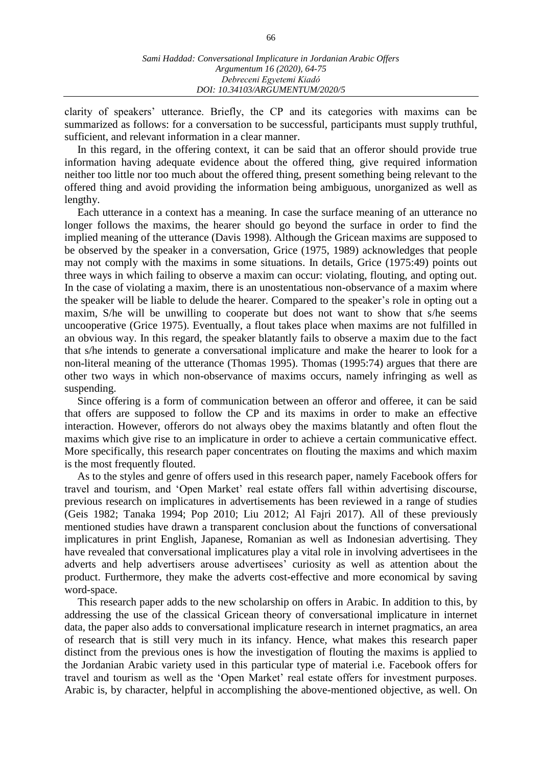clarity of speakers' utterance. Briefly, the CP and its categories with maxims can be summarized as follows: for a conversation to be successful, participants must supply truthful, sufficient, and relevant information in a clear manner.

In this regard, in the offering context, it can be said that an offeror should provide true information having adequate evidence about the offered thing, give required information neither too little nor too much about the offered thing, present something being relevant to the offered thing and avoid providing the information being ambiguous, unorganized as well as lengthy.

Each utterance in a context has a meaning. In case the surface meaning of an utterance no longer follows the maxims, the hearer should go beyond the surface in order to find the implied meaning of the utterance (Davis 1998). Although the Gricean maxims are supposed to be observed by the speaker in a conversation, Grice (1975, 1989) acknowledges that people may not comply with the maxims in some situations. In details, Grice (1975:49) points out three ways in which failing to observe a maxim can occur: violating, flouting, and opting out. In the case of violating a maxim, there is an unostentatious non-observance of a maxim where the speaker will be liable to delude the hearer. Compared to the speaker's role in opting out a maxim, S/he will be unwilling to cooperate but does not want to show that s/he seems uncooperative (Grice 1975). Eventually, a flout takes place when maxims are not fulfilled in an obvious way. In this regard, the speaker blatantly fails to observe a maxim due to the fact that s/he intends to generate a conversational implicature and make the hearer to look for a non-literal meaning of the utterance (Thomas 1995). Thomas (1995:74) argues that there are other two ways in which non-observance of maxims occurs, namely infringing as well as suspending.

Since offering is a form of communication between an offeror and offeree, it can be said that offers are supposed to follow the CP and its maxims in order to make an effective interaction. However, offerors do not always obey the maxims blatantly and often flout the maxims which give rise to an implicature in order to achieve a certain communicative effect. More specifically, this research paper concentrates on flouting the maxims and which maxim is the most frequently flouted.

As to the styles and genre of offers used in this research paper, namely Facebook offers for travel and tourism, and 'Open Market' real estate offers fall within advertising discourse, previous research on implicatures in advertisements has been reviewed in a range of studies (Geis 1982; Tanaka 1994; Pop 2010; Liu 2012; Al Fajri 2017). All of these previously mentioned studies have drawn a transparent conclusion about the functions of conversational implicatures in print English, Japanese, Romanian as well as Indonesian advertising. They have revealed that conversational implicatures play a vital role in involving advertisees in the adverts and help advertisers arouse advertisees' curiosity as well as attention about the product. Furthermore, they make the adverts cost-effective and more economical by saving word-space.

This research paper adds to the new scholarship on offers in Arabic. In addition to this, by addressing the use of the classical Gricean theory of conversational implicature in internet data, the paper also adds to conversational implicature research in internet pragmatics, an area of research that is still very much in its infancy. Hence, what makes this research paper distinct from the previous ones is how the investigation of flouting the maxims is applied to the Jordanian Arabic variety used in this particular type of material i.e. Facebook offers for travel and tourism as well as the 'Open Market' real estate offers for investment purposes. Arabic is, by character, helpful in accomplishing the above-mentioned objective, as well. On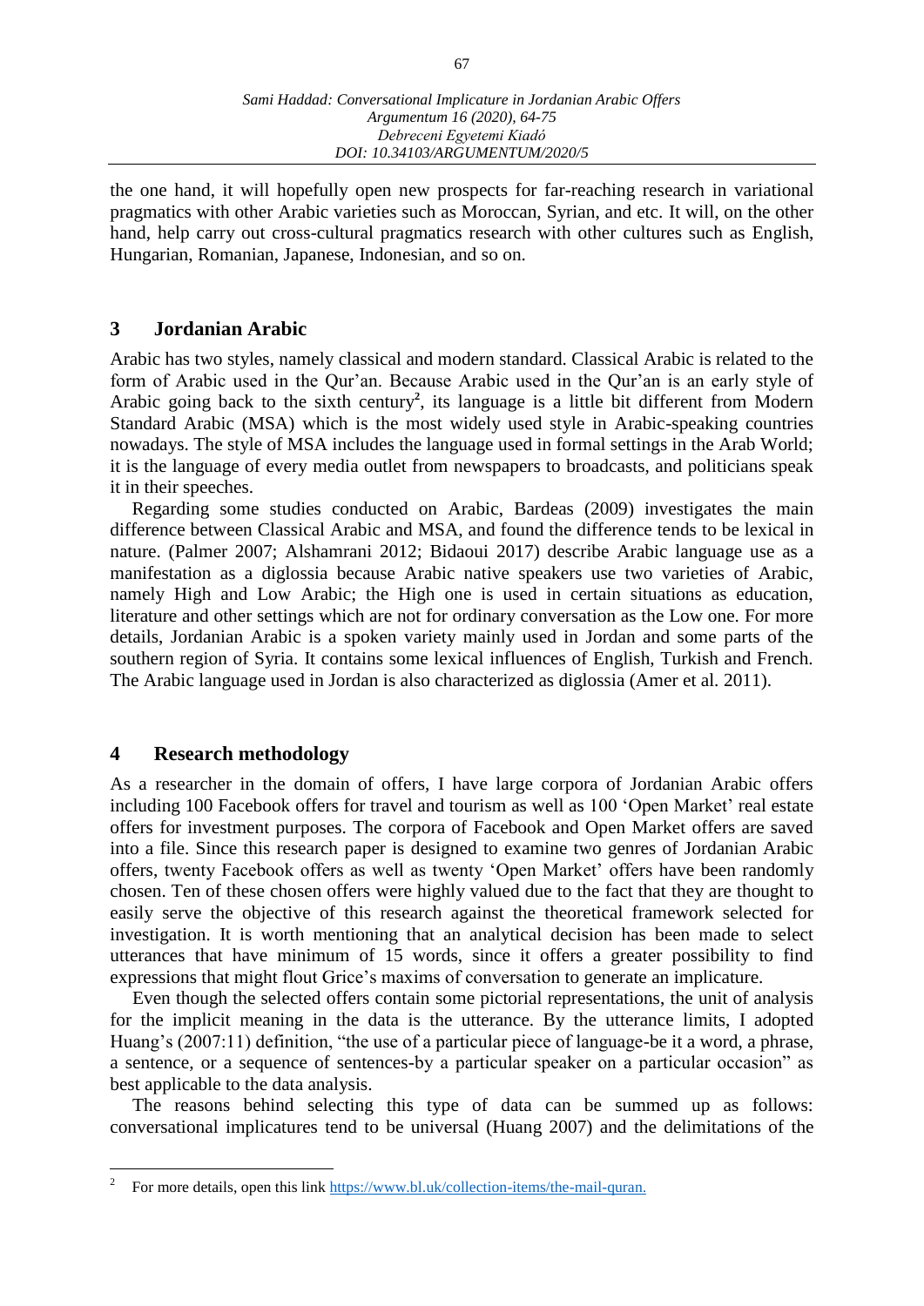the one hand, it will hopefully open new prospects for far-reaching research in variational pragmatics with other Arabic varieties such as Moroccan, Syrian, and etc. It will, on the other hand, help carry out cross-cultural pragmatics research with other cultures such as English, Hungarian, Romanian, Japanese, Indonesian, and so on.

## 3 Jordanian Arabic

Arabic has two styles, namely classical and modern standard. Classical Arabic is related to the form of Arabic used in the Qur'an. Because Arabic used in the Qur'an is an early style of Arabic going back to the sixth century[2], its language is a little bit different from Modern Standard Arabic (MSA) which is the most widely used style in Arabic-speaking countries nowadays. The style of MSA includes the language used in formal settings in the Arab World; it is the language of every media outlet from newspapers to broadcasts, and politicians speak it in their speeches.

Regarding some studies conducted on Arabic, Bardeas (2009) investigates the main difference between Classical Arabic and MSA, and found the difference tends to be lexical in nature. (Palmer 2007; Alshamrani 2012; Bidaoui 2017) describe Arabic language use as a manifestation as a diglossia because Arabic native speakers use two varieties of Arabic, namely High and Low Arabic; the High one is used in certain situations as education, literature and other settings which are not for ordinary conversation as the Low one. For more details, Jordanian Arabic is a spoken variety mainly used in Jordan and some parts of the southern region of Syria. It contains some lexical influences of English, Turkish and French. The Arabic language used in Jordan is also characterized as diglossia (Amer et al. 2011).

## 4 Research methodology

As a researcher in the domain of offers, I have large corpora of Jordanian Arabic offers including 100 Facebook offers for travel and tourism as well as 100 'Open Market' real estate offers for investment purposes. The corpora of Facebook and Open Market offers are saved into a file. Since this research paper is designed to examine two genres of Jordanian Arabic offers, twenty Facebook offers as well as twenty 'Open Market' offers have been randomly chosen. Ten of these chosen offers were highly valued due to the fact that they are thought to easily serve the objective of this research against the theoretical framework selected for investigation. It is worth mentioning that an analytical decision has been made to select utterances that have minimum of 15 words, since it offers a greater possibility to find expressions that might flout Grice's maxims of conversation to generate an implicature.

Even though the selected offers contain some pictorial representations, the unit of analysis for the implicit meaning in the data is the utterance. By the utterance limits, I adopted Huang's (2007:11) definition, "the use of a particular piece of language-be it a word, a phrase, a sentence, or a sequence of sentences-by a particular speaker on a particular occasion" as best applicable to the data analysis.

The reasons behind selecting this type of data can be summed up as follows: conversational implicatures tend to be universal (Huang 2007) and the delimitations of the

---

[2] For more details, open this link https://www.bl.uk/collection-items/the-mail-quran.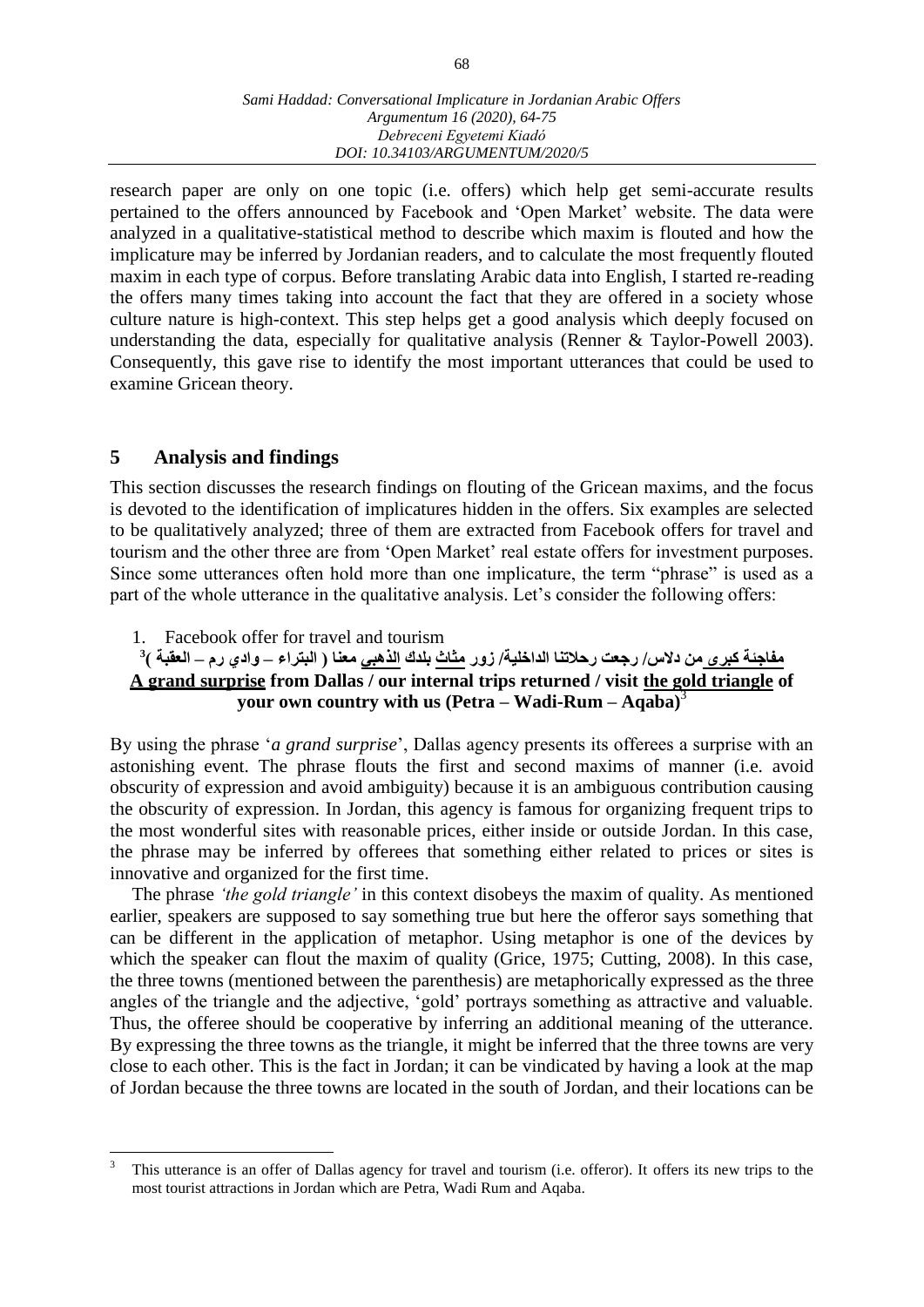research paper are only on one topic (i.e. offers) which help get semi-accurate results pertained to the offers announced by Facebook and 'Open Market' website. The data were analyzed in a qualitative-statistical method to describe which maxim is flouted and how the implicature may be inferred by Jordanian readers, and to calculate the most frequently flouted maxim in each type of corpus. Before translating Arabic data into English, I started re-reading the offers many times taking into account the fact that they are offered in a society whose culture nature is high-context. This step helps get a good analysis which deeply focused on understanding the data, especially for qualitative analysis (Renner & Taylor-Powell 2003). Consequently, this gave rise to identify the most important utterances that could be used to examine Gricean theory.

## 5 Analysis and findings

This section discusses the research findings on flouting of the Gricean maxims, and the focus is devoted to the identification of implicatures hidden in the offers. Six examples are selected to be qualitatively analyzed; three of them are extracted from Facebook offers for travel and tourism and the other three are from 'Open Market' real estate offers for investment purposes. Since some utterances often hold more than one implicature, the term "phrase" is used as a part of the whole utterance in the qualitative analysis. Let's consider the following offers:

1. Facebook offer for travel and tourism

**<u>مفاجئة كبرى</u> من دلاس/ رجعت رحلاتنا الداخلية/ زور <u>مثلث</u> بلدك <u>الذهبي</u> معنا ( البتراء – وادي رم – العقبة )[3]**

**<u>A grand surprise</u> from Dallas / our internal trips returned / visit <u>the gold triangle</u> of your own country with us (Petra – Wadi-Rum – Aqaba)[3]**

By using the phrase '*a grand surprise*', Dallas agency presents its offerees a surprise with an astonishing event. The phrase flouts the first and second maxims of manner (i.e. avoid obscurity of expression and avoid ambiguity) because it is an ambiguous contribution causing the obscurity of expression. In Jordan, this agency is famous for organizing frequent trips to the most wonderful sites with reasonable prices, either inside or outside Jordan. In this case, the phrase may be inferred by offerees that something either related to prices or sites is innovative and organized for the first time.

The phrase *'the gold triangle'* in this context disobeys the maxim of quality. As mentioned earlier, speakers are supposed to say something true but here the offeror says something that can be different in the application of metaphor. Using metaphor is one of the devices by which the speaker can flout the maxim of quality (Grice, 1975; Cutting, 2008). In this case, the three towns (mentioned between the parenthesis) are metaphorically expressed as the three angles of the triangle and the adjective, 'gold' portrays something as attractive and valuable. Thus, the offeree should be cooperative by inferring an additional meaning of the utterance. By expressing the three towns as the triangle, it might be inferred that the three towns are very close to each other. This is the fact in Jordan; it can be vindicated by having a look at the map of Jordan because the three towns are located in the south of Jordan, and their locations can be

---

[3] This utterance is an offer of Dallas agency for travel and tourism (i.e. offeror). It offers its new trips to the most tourist attractions in Jordan which are Petra, Wadi Rum and Aqaba.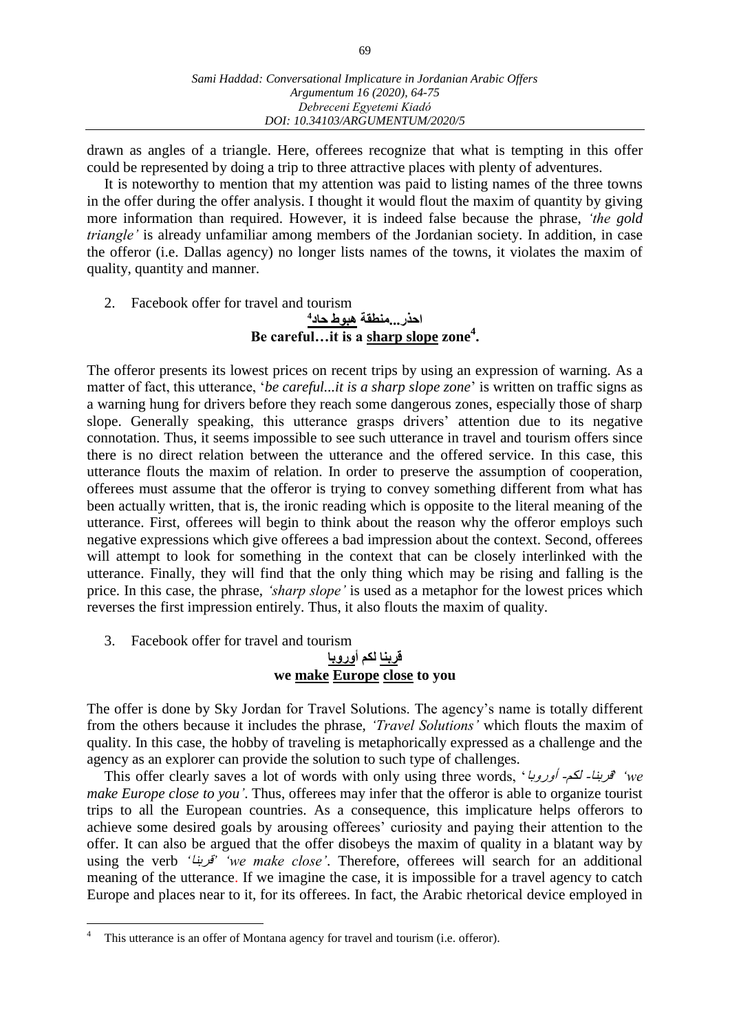drawn as angles of a triangle. Here, offerees recognize that what is tempting in this offer could be represented by doing a trip to three attractive places with plenty of adventures.

It is noteworthy to mention that my attention was paid to listing names of the three towns in the offer during the offer analysis. I thought it would flout the maxim of quantity by giving more information than required. However, it is indeed false because the phrase, *'the gold triangle'* is already unfamiliar among members of the Jordanian society. In addition, in case the offeror (i.e. Dallas agency) no longer lists names of the towns, it violates the maxim of quality, quantity and manner.

2. Facebook offer for travel and tourism

**احذر...منطقة هبوط حاد[4]**

**Be careful…it is a <u>sharp slope</u> zone[4].**

The offeror presents its lowest prices on recent trips by using an expression of warning. As a matter of fact, this utterance, '*be careful...it is a sharp slope zone*' is written on traffic signs as a warning hung for drivers before they reach some dangerous zones, especially those of sharp slope. Generally speaking, this utterance grasps drivers' attention due to its negative connotation. Thus, it seems impossible to see such utterance in travel and tourism offers since there is no direct relation between the utterance and the offered service. In this case, this utterance flouts the maxim of relation. In order to preserve the assumption of cooperation, offerees must assume that the offeror is trying to convey something different from what has been actually written, that is, the ironic reading which is opposite to the literal meaning of the utterance. First, offerees will begin to think about the reason why the offeror employs such negative expressions which give offerees a bad impression about the context. Second, offerees will attempt to look for something in the context that can be closely interlinked with the utterance. Finally, they will find that the only thing which may be rising and falling is the price. In this case, the phrase, *'sharp slope'* is used as a metaphor for the lowest prices which reverses the first impression entirely. Thus, it also flouts the maxim of quality.

3. Facebook offer for travel and tourism

**<u>قربنا</u> لكم <u>أوروبا</u>**

**we <u>make</u> <u>Europe</u> <u>close</u> to you**

The offer is done by Sky Jordan for Travel Solutions. The agency's name is totally different from the others because it includes the phrase, *'Travel Solutions'* which flouts the maxim of quality. In this case, the hobby of traveling is metaphorically expressed as a challenge and the agency as an explorer can provide the solution to such type of challenges.

This offer clearly saves a lot of words with only using three words, '*قربنا- لكم- أوروبا*' *'we make Europe close to you'*. Thus, offerees may infer that the offeror is able to organize tourist trips to all the European countries. As a consequence, this implicature helps offerors to achieve some desired goals by arousing offerees' curiosity and paying their attention to the offer. It can also be argued that the offer disobeys the maxim of quality in a blatant way by using the verb *'قربنا' 'we make close'*. Therefore, offerees will search for an additional meaning of the utterance. If we imagine the case, it is impossible for a travel agency to catch Europe and places near to it, for its offerees. In fact, the Arabic rhetorical device employed in

[4] This utterance is an offer of Montana agency for travel and tourism (i.e. offeror).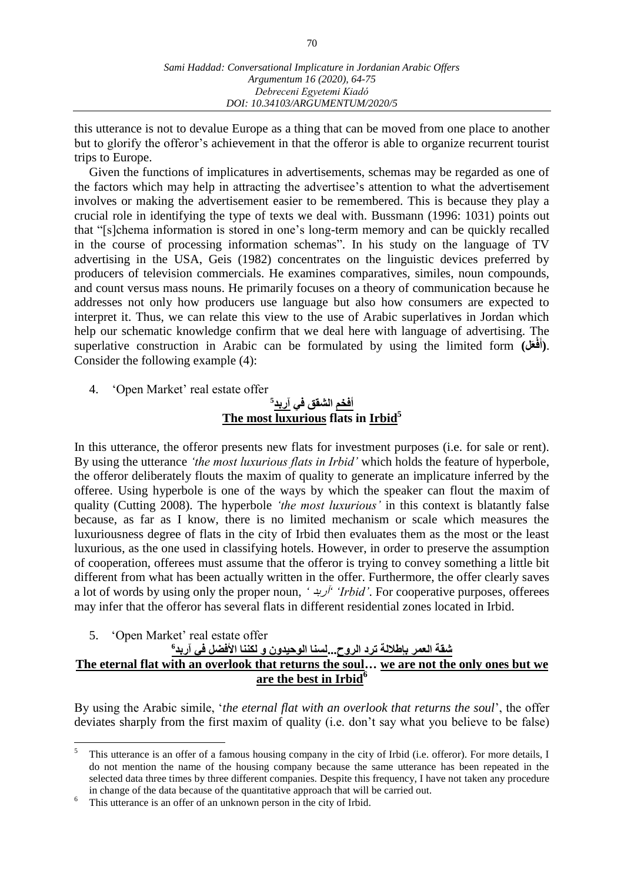this utterance is not to devalue Europe as a thing that can be moved from one place to another but to glorify the offeror's achievement in that the offeror is able to organize recurrent tourist trips to Europe.

Given the functions of implicatures in advertisements, schemas may be regarded as one of the factors which may help in attracting the advertisee's attention to what the advertisement involves or making the advertisement easier to be remembered. This is because they play a crucial role in identifying the type of texts we deal with. Bussmann (1996: 1031) points out that "[s]chema information is stored in one's long-term memory and can be quickly recalled in the course of processing information schemas". In his study on the language of TV advertising in the USA, Geis (1982) concentrates on the linguistic devices preferred by producers of television commercials. He examines comparatives, similes, noun compounds, and count versus mass nouns. He primarily focuses on a theory of communication because he addresses not only how producers use language but also how consumers are expected to interpret it. Thus, we can relate this view to the use of Arabic superlatives in Jordan which help our schematic knowledge confirm that we deal here with language of advertising. The superlative construction in Arabic can be formulated by using the limited form **(أَفْعَل)**. Consider the following example (4):

4. 'Open Market' real estate offer

**<u>أفخم الشقق</u> في <u>آربد</u>**[5]
**<u>The most luxurious</u> flats in <u>Irbid</u>**[5]

In this utterance, the offeror presents new flats for investment purposes (i.e. for sale or rent). By using the utterance *'the most luxurious flats in Irbid'* which holds the feature of hyperbole, the offeror deliberately flouts the maxim of quality to generate an implicature inferred by the offeree. Using hyperbole is one of the ways by which the speaker can flout the maxim of quality (Cutting 2008). The hyperbole *'the most luxurious'* in this context is blatantly false because, as far as I know, there is no limited mechanism or scale which measures the luxuriousness degree of flats in the city of Irbid then evaluates them as the most or the least luxurious, as the one used in classifying hotels. However, in order to preserve the assumption of cooperation, offerees must assume that the offeror is trying to convey something a little bit different from what has been actually written in the offer. Furthermore, the offer clearly saves a lot of words by using only the proper noun, *'اربد' 'Irbid'*. For cooperative purposes, offerees may infer that the offeror has several flats in different residential zones located in Irbid.

5. 'Open Market' real estate offer

**<u>شقة العمر بإطلالة ترد الروح</u>...<u>لسنا الوحيدون و لكننا الأفضل في آربد</u>**[6]
**<u>The eternal flat with an overlook that returns the soul</u>… <u>we are not the only ones but we are the best in Irbid</u>**[6]

By using the Arabic simile, '*the eternal flat with an overlook that returns the soul*', the offer deviates sharply from the first maxim of quality (i.e. don't say what you believe to be false)

---

[5] This utterance is an offer of a famous housing company in the city of Irbid (i.e. offeror). For more details, I do not mention the name of the housing company because the same utterance has been repeated in the selected data three times by three different companies. Despite this frequency, I have not taken any procedure in change of the data because of the quantitative approach that will be carried out.

[6] This utterance is an offer of an unknown person in the city of Irbid.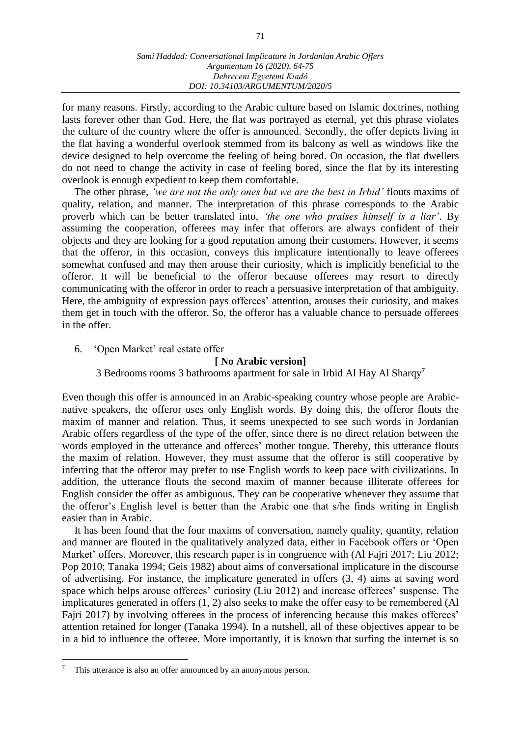for many reasons. Firstly, according to the Arabic culture based on Islamic doctrines, nothing lasts forever other than God. Here, the flat was portrayed as eternal, yet this phrase violates the culture of the country where the offer is announced. Secondly, the offer depicts living in the flat having a wonderful overlook stemmed from its balcony as well as windows like the device designed to help overcome the feeling of being bored. On occasion, the flat dwellers do not need to change the activity in case of feeling bored, since the flat by its interesting overlook is enough expedient to keep them comfortable.

The other phrase, *'we are not the only ones but we are the best in Irbid'* flouts maxims of quality, relation, and manner. The interpretation of this phrase corresponds to the Arabic proverb which can be better translated into, *'the one who praises himself is a liar'*. By assuming the cooperation, offerees may infer that offerors are always confident of their objects and they are looking for a good reputation among their customers. However, it seems that the offeror, in this occasion, conveys this implicature intentionally to leave offerees somewhat confused and may then arouse their curiosity, which is implicitly beneficial to the offeror. It will be beneficial to the offeror because offerees may resort to directly communicating with the offeror in order to reach a persuasive interpretation of that ambiguity. Here, the ambiguity of expression pays offerees' attention, arouses their curiosity, and makes them get in touch with the offeror. So, the offeror has a valuable chance to persuade offerees in the offer.

6. 'Open Market' real estate offer

**[ No Arabic version]**

3 Bedrooms rooms 3 bathrooms apartment for sale in Irbid Al Hay Al Sharqy[7]

Even though this offer is announced in an Arabic-speaking country whose people are Arabic-native speakers, the offeror uses only English words. By doing this, the offeror flouts the maxim of manner and relation. Thus, it seems unexpected to see such words in Jordanian Arabic offers regardless of the type of the offer, since there is no direct relation between the words employed in the utterance and offerees' mother tongue. Thereby, this utterance flouts the maxim of relation. However, they must assume that the offeror is still cooperative by inferring that the offeror may prefer to use English words to keep pace with civilizations. In addition, the utterance flouts the second maxim of manner because illiterate offerees for English consider the offer as ambiguous. They can be cooperative whenever they assume that the offeror's English level is better than the Arabic one that s/he finds writing in English easier than in Arabic.

It has been found that the four maxims of conversation, namely quality, quantity, relation and manner are flouted in the qualitatively analyzed data, either in Facebook offers or 'Open Market' offers. Moreover, this research paper is in congruence with (Al Fajri 2017; Liu 2012; Pop 2010; Tanaka 1994; Geis 1982) about aims of conversational implicature in the discourse of advertising. For instance, the implicature generated in offers (3, 4) aims at saving word space which helps arouse offerees' curiosity (Liu 2012) and increase offerees' suspense. The implicatures generated in offers (1, 2) also seeks to make the offer easy to be remembered (Al Fajri 2017) by involving offerees in the process of inferencing because this makes offerees' attention retained for longer (Tanaka 1994). In a nutshell, all of these objectives appear to be in a bid to influence the offeree. More importantly, it is known that surfing the internet is so

---

[7] This utterance is also an offer announced by an anonymous person.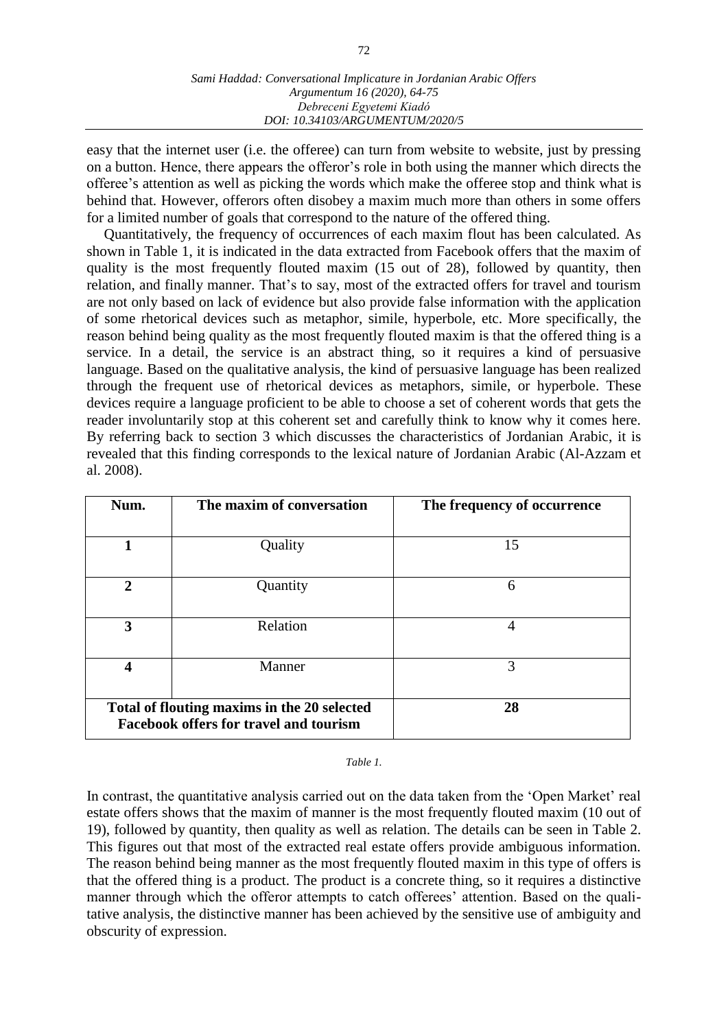easy that the internet user (i.e. the offeree) can turn from website to website, just by pressing on a button. Hence, there appears the offeror's role in both using the manner which directs the offeree's attention as well as picking the words which make the offeree stop and think what is behind that. However, offerors often disobey a maxim much more than others in some offers for a limited number of goals that correspond to the nature of the offered thing.

Quantitatively, the frequency of occurrences of each maxim flout has been calculated. As shown in Table 1, it is indicated in the data extracted from Facebook offers that the maxim of quality is the most frequently flouted maxim (15 out of 28), followed by quantity, then relation, and finally manner. That's to say, most of the extracted offers for travel and tourism are not only based on lack of evidence but also provide false information with the application of some rhetorical devices such as metaphor, simile, hyperbole, etc. More specifically, the reason behind being quality as the most frequently flouted maxim is that the offered thing is a service. In a detail, the service is an abstract thing, so it requires a kind of persuasive language. Based on the qualitative analysis, the kind of persuasive language has been realized through the frequent use of rhetorical devices as metaphors, simile, or hyperbole. These devices require a language proficient to be able to choose a set of coherent words that gets the reader involuntarily stop at this coherent set and carefully think to know why it comes here. By referring back to section 3 which discusses the characteristics of Jordanian Arabic, it is revealed that this finding corresponds to the lexical nature of Jordanian Arabic (Al-Azzam et al. 2008).

| Num. | The maxim of conversation | The frequency of occurrence |
|---|---|---|
| **1** | Quality | 15 |
| **2** | Quantity | 6 |
| **3** | Relation | 4 |
| **4** | Manner | 3 |
| **Total of flouting maxims in the 20 selected Facebook offers for travel and tourism** | | **28** |

*Table 1.*

In contrast, the quantitative analysis carried out on the data taken from the 'Open Market' real estate offers shows that the maxim of manner is the most frequently flouted maxim (10 out of 19), followed by quantity, then quality as well as relation. The details can be seen in Table 2. This figures out that most of the extracted real estate offers provide ambiguous information. The reason behind being manner as the most frequently flouted maxim in this type of offers is that the offered thing is a product. The product is a concrete thing, so it requires a distinctive manner through which the offeror attempts to catch offerees' attention. Based on the qualitative analysis, the distinctive manner has been achieved by the sensitive use of ambiguity and obscurity of expression.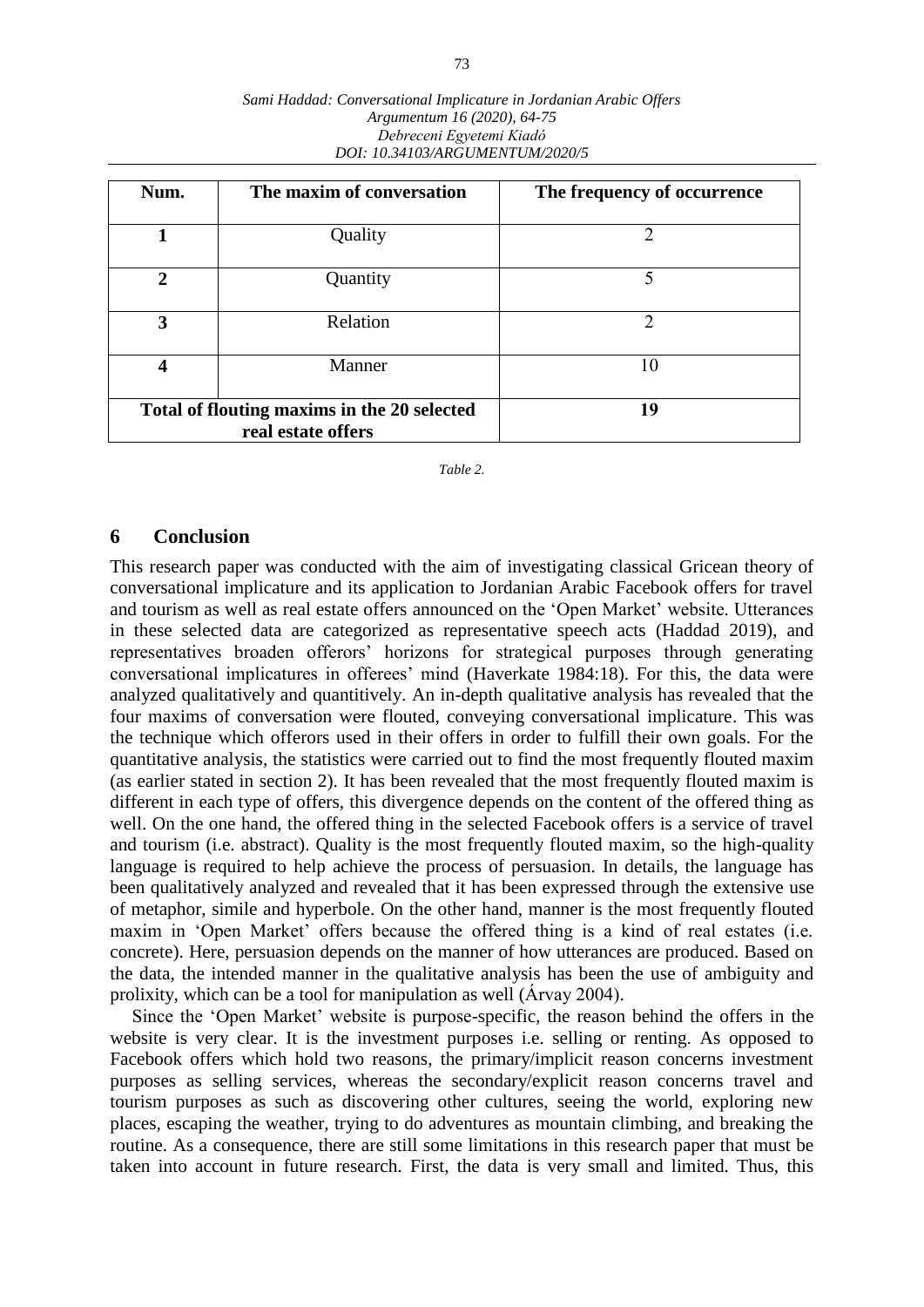| Num. | The maxim of conversation | The frequency of occurrence |
| --- | --- | --- |
| **1** | Quality | 2 |
| **2** | Quantity | 5 |
| **3** | Relation | 2 |
| **4** | Manner | 10 |
| **Total of flouting maxims in the 20 selected real estate offers** | | **19** |

*Table 2.*

## 6 Conclusion

This research paper was conducted with the aim of investigating classical Gricean theory of conversational implicature and its application to Jordanian Arabic Facebook offers for travel and tourism as well as real estate offers announced on the 'Open Market' website. Utterances in these selected data are categorized as representative speech acts (Haddad 2019), and representatives broaden offerors' horizons for strategical purposes through generating conversational implicatures in offerees' mind (Haverkate 1984:18). For this, the data were analyzed qualitatively and quantitively. An in-depth qualitative analysis has revealed that the four maxims of conversation were flouted, conveying conversational implicature. This was the technique which offerors used in their offers in order to fulfill their own goals. For the quantitative analysis, the statistics were carried out to find the most frequently flouted maxim (as earlier stated in section 2). It has been revealed that the most frequently flouted maxim is different in each type of offers, this divergence depends on the content of the offered thing as well. On the one hand, the offered thing in the selected Facebook offers is a service of travel and tourism (i.e. abstract). Quality is the most frequently flouted maxim, so the high-quality language is required to help achieve the process of persuasion. In details, the language has been qualitatively analyzed and revealed that it has been expressed through the extensive use of metaphor, simile and hyperbole. On the other hand, manner is the most frequently flouted maxim in 'Open Market' offers because the offered thing is a kind of real estates (i.e. concrete). Here, persuasion depends on the manner of how utterances are produced. Based on the data, the intended manner in the qualitative analysis has been the use of ambiguity and prolixity, which can be a tool for manipulation as well (Árvay 2004).

Since the 'Open Market' website is purpose-specific, the reason behind the offers in the website is very clear. It is the investment purposes i.e. selling or renting. As opposed to Facebook offers which hold two reasons, the primary/implicit reason concerns investment purposes as selling services, whereas the secondary/explicit reason concerns travel and tourism purposes as such as discovering other cultures, seeing the world, exploring new places, escaping the weather, trying to do adventures as mountain climbing, and breaking the routine. As a consequence, there are still some limitations in this research paper that must be taken into account in future research. First, the data is very small and limited. Thus, this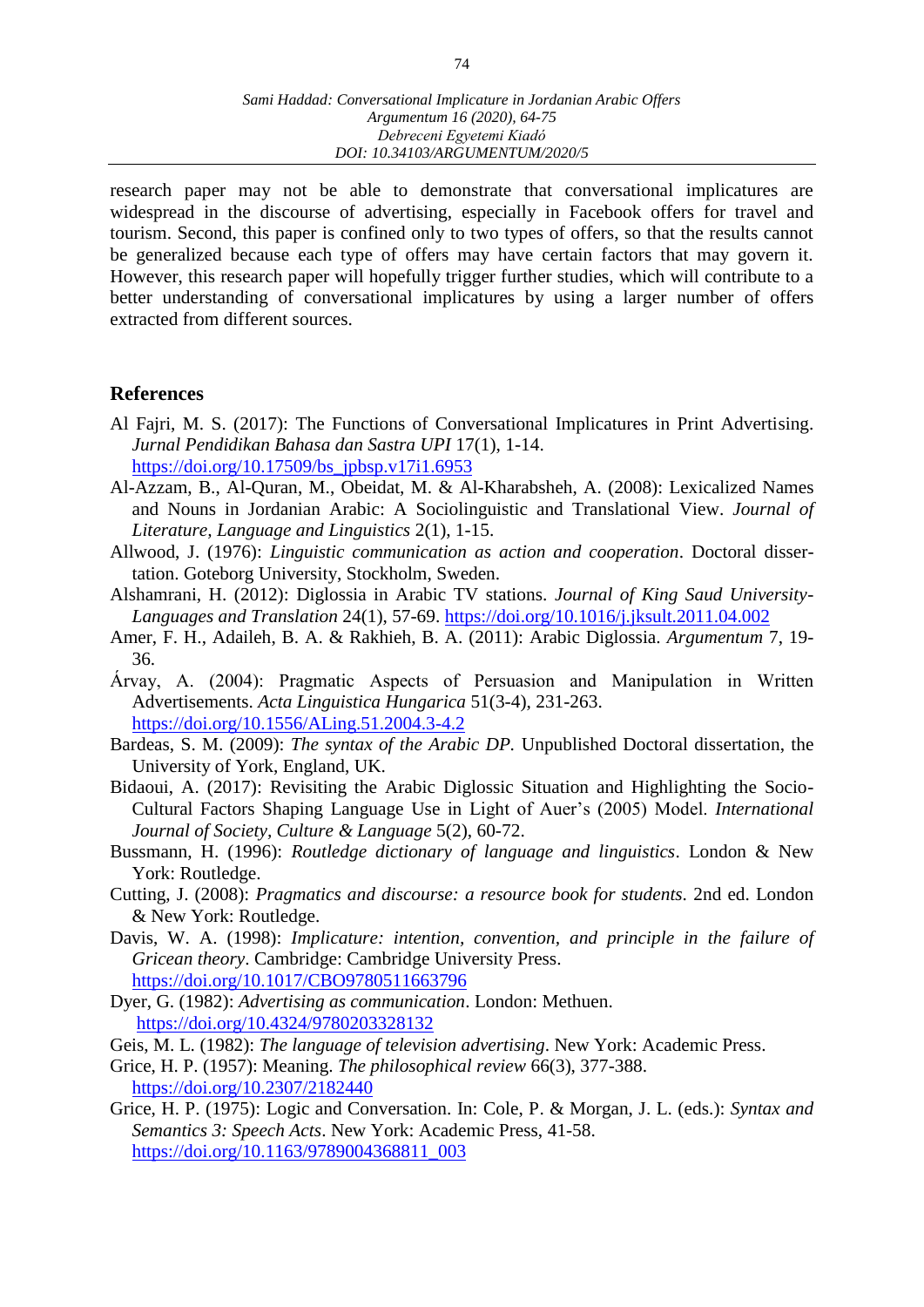research paper may not be able to demonstrate that conversational implicatures are widespread in the discourse of advertising, especially in Facebook offers for travel and tourism. Second, this paper is confined only to two types of offers, so that the results cannot be generalized because each type of offers may have certain factors that may govern it. However, this research paper will hopefully trigger further studies, which will contribute to a better understanding of conversational implicatures by using a larger number of offers extracted from different sources.

## References

Al Fajri, M. S. (2017): The Functions of Conversational Implicatures in Print Advertising. *Jurnal Pendidikan Bahasa dan Sastra UPI* 17(1), 1-14. https://doi.org/10.17509/bs_jpbsp.v17i1.6953

Al-Azzam, B., Al-Quran, M., Obeidat, M. & Al-Kharabsheh, A. (2008): Lexicalized Names and Nouns in Jordanian Arabic: A Sociolinguistic and Translational View. *Journal of Literature, Language and Linguistics* 2(1), 1-15.

Allwood, J. (1976): *Linguistic communication as action and cooperation*. Doctoral dissertation. Goteborg University, Stockholm, Sweden.

Alshamrani, H. (2012): Diglossia in Arabic TV stations. *Journal of King Saud University-Languages and Translation* 24(1), 57-69. https://doi.org/10.1016/j.jksult.2011.04.002

Amer, F. H., Adaileh, B. A. & Rakhieh, B. A. (2011): Arabic Diglossia. *Argumentum* 7, 19-36.

Árvay, A. (2004): Pragmatic Aspects of Persuasion and Manipulation in Written Advertisements. *Acta Linguistica Hungarica* 51(3-4), 231-263. https://doi.org/10.1556/ALing.51.2004.3-4.2

Bardeas, S. M. (2009): *The syntax of the Arabic DP*. Unpublished Doctoral dissertation, the University of York, England, UK.

Bidaoui, A. (2017): Revisiting the Arabic Diglossic Situation and Highlighting the Socio-Cultural Factors Shaping Language Use in Light of Auer's (2005) Model. *International Journal of Society, Culture & Language* 5(2), 60-72.

Bussmann, H. (1996): *Routledge dictionary of language and linguistics*. London & New York: Routledge.

Cutting, J. (2008): *Pragmatics and discourse: a resource book for students*. 2nd ed. London & New York: Routledge.

Davis, W. A. (1998): *Implicature: intention, convention, and principle in the failure of Gricean theory*. Cambridge: Cambridge University Press. https://doi.org/10.1017/CBO9780511663796

Dyer, G. (1982): *Advertising as communication*. London: Methuen. https://doi.org/10.4324/9780203328132

Geis, M. L. (1982): *The language of television advertising*. New York: Academic Press.

Grice, H. P. (1957): Meaning. *The philosophical review* 66(3), 377-388. https://doi.org/10.2307/2182440

Grice, H. P. (1975): Logic and Conversation. In: Cole, P. & Morgan, J. L. (eds.): *Syntax and Semantics 3: Speech Acts*. New York: Academic Press, 41-58. https://doi.org/10.1163/9789004368811_003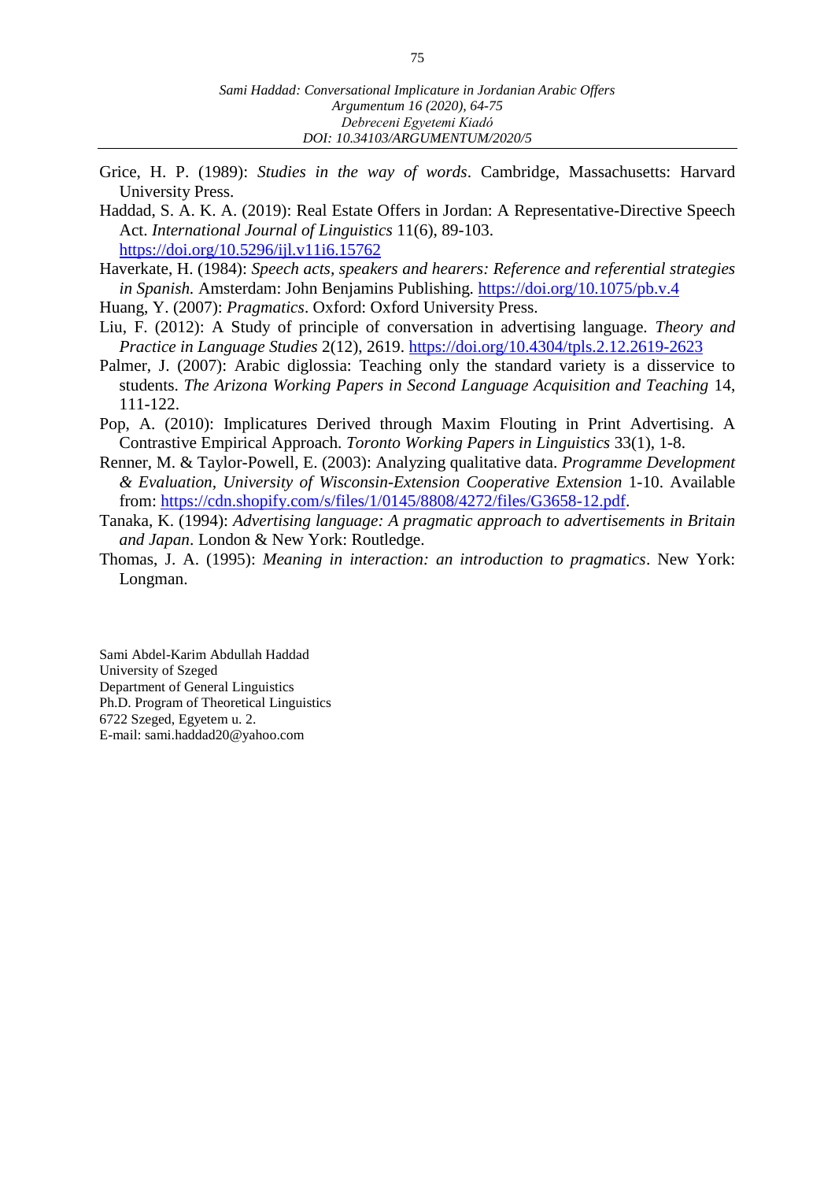Grice, H. P. (1989): *Studies in the way of words*. Cambridge, Massachusetts: Harvard University Press.

Haddad, S. A. K. A. (2019): Real Estate Offers in Jordan: A Representative-Directive Speech Act. *International Journal of Linguistics* 11(6), 89-103. https://doi.org/10.5296/ijl.v11i6.15762

Haverkate, H. (1984): *Speech acts, speakers and hearers: Reference and referential strategies in Spanish.* Amsterdam: John Benjamins Publishing. https://doi.org/10.1075/pb.v.4

Huang, Y. (2007): *Pragmatics*. Oxford: Oxford University Press.

Liu, F. (2012): A Study of principle of conversation in advertising language. *Theory and Practice in Language Studies* 2(12), 2619. https://doi.org/10.4304/tpls.2.12.2619-2623

Palmer, J. (2007): Arabic diglossia: Teaching only the standard variety is a disservice to students. *The Arizona Working Papers in Second Language Acquisition and Teaching* 14, 111-122.

Pop, A. (2010): Implicatures Derived through Maxim Flouting in Print Advertising. A Contrastive Empirical Approach. *Toronto Working Papers in Linguistics* 33(1), 1-8.

Renner, M. & Taylor-Powell, E. (2003): Analyzing qualitative data. *Programme Development & Evaluation, University of Wisconsin-Extension Cooperative Extension* 1-10. Available from: https://cdn.shopify.com/s/files/1/0145/8808/4272/files/G3658-12.pdf.

Tanaka, K. (1994): *Advertising language: A pragmatic approach to advertisements in Britain and Japan*. London & New York: Routledge.

Thomas, J. A. (1995): *Meaning in interaction: an introduction to pragmatics*. New York: Longman.

Sami Abdel-Karim Abdullah Haddad
University of Szeged
Department of General Linguistics
Ph.D. Program of Theoretical Linguistics
6722 Szeged, Egyetem u. 2.
E-mail: sami.haddad20@yahoo.com